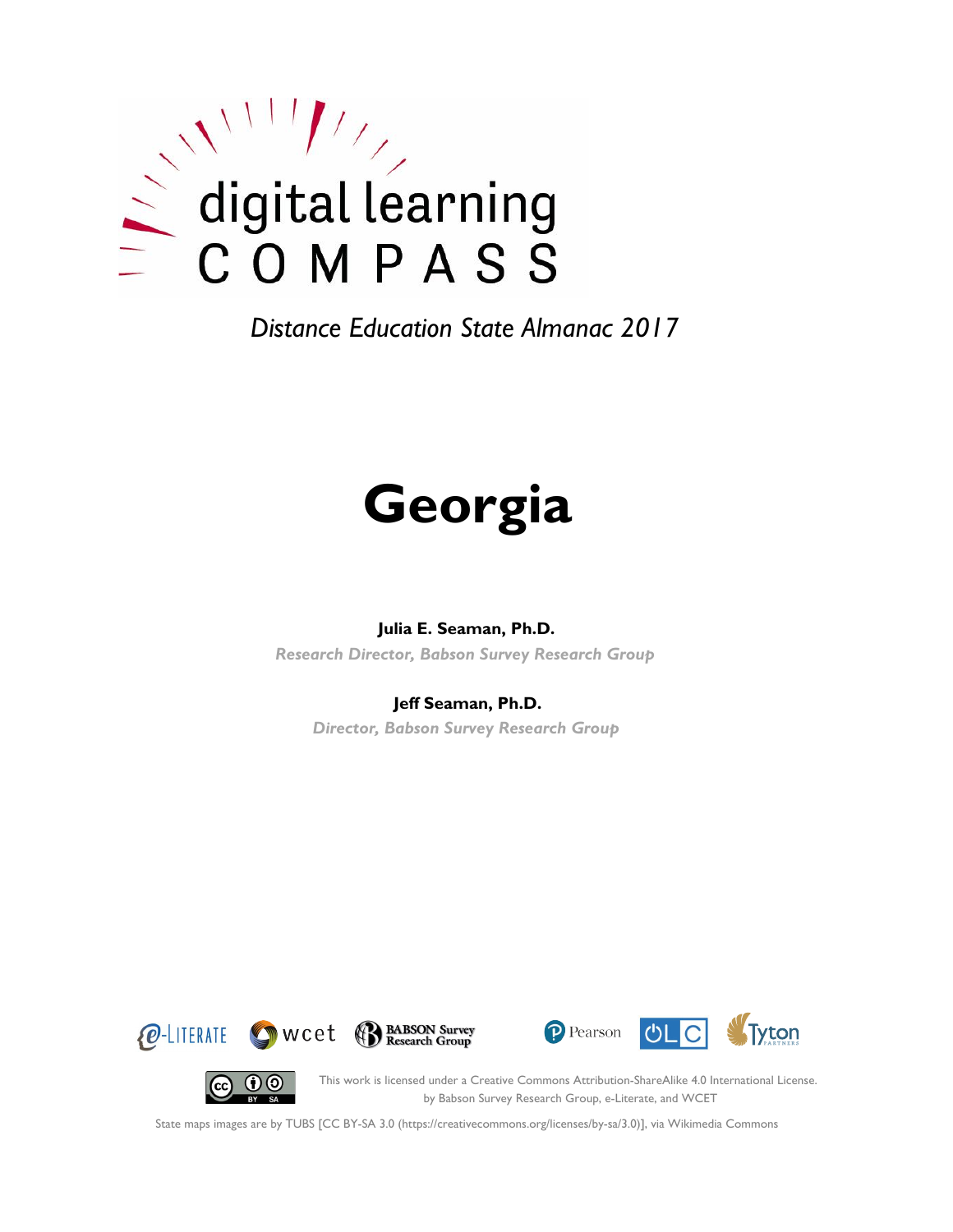digital learning

COMPASS

*Distance Education State Almanac 2017*

# Georgia

**Julia E. Seaman, Ph.D.**

*Research Director, Babson Survey Research Group*

**Jeff Seaman, Ph.D.**

*Director, Babson Survey Research Group*

This work is licensed under a Creative Commons Attribution-ShareAlike 4.0 International License. by Babson Survey Research Group, e-Literate, and WCET

State maps images are by TUBS [CC BY-SA 3.0 (https://creativecommons.org/licenses/by-sa/3.0)], via Wikimedia Commons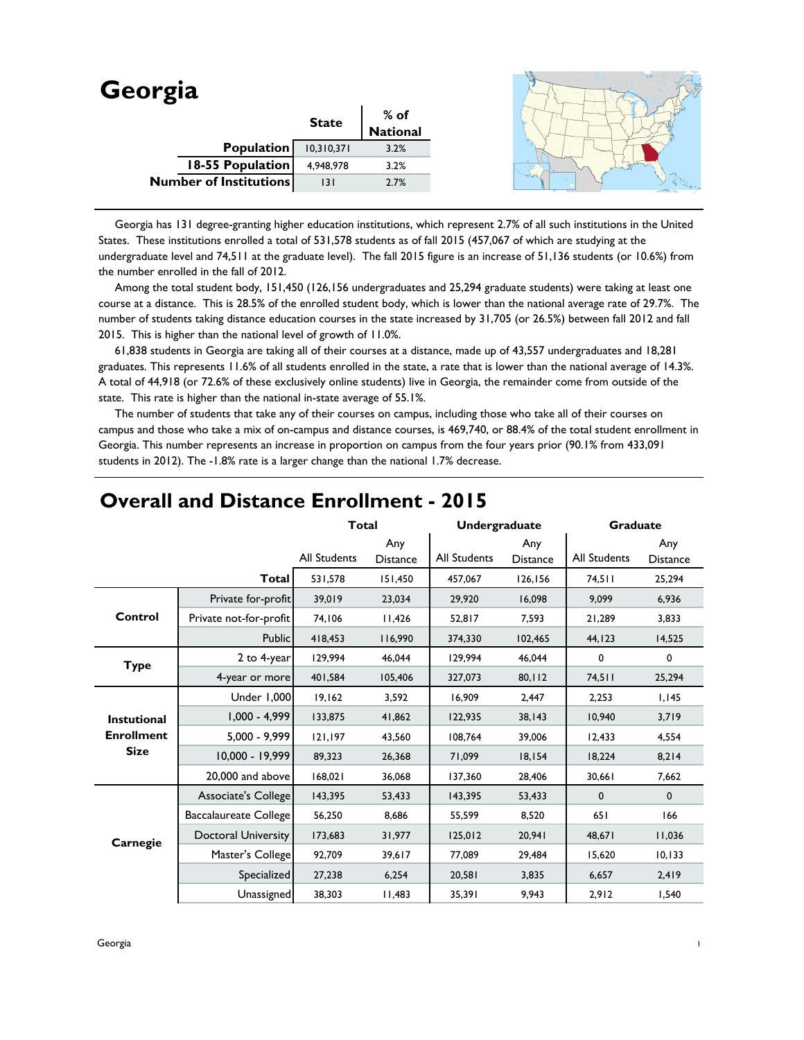# Georgia

| | State | % of National |
|---|---|---|
| **Population** | 10,310,371 | 3.2% |
| **18-55 Population** | 4,948,978 | 3.2% |
| **Number of Institutions** | 131 | 2.7% |

Georgia has 131 degree-granting higher education institutions, which represent 2.7% of all such institutions in the United States. These institutions enrolled a total of 531,578 students as of fall 2015 (457,067 of which are studying at the undergraduate level and 74,511 at the graduate level). The fall 2015 figure is an increase of 51,136 students (or 10.6%) from the number enrolled in the fall of 2012.

Among the total student body, 151,450 (126,156 undergraduates and 25,294 graduate students) were taking at least one course at a distance. This is 28.5% of the enrolled student body, which is lower than the national average rate of 29.7%. The number of students taking distance education courses in the state increased by 31,705 (or 26.5%) between fall 2012 and fall 2015. This is higher than the national level of growth of 11.0%.

61,838 students in Georgia are taking all of their courses at a distance, made up of 43,557 undergraduates and 18,281 graduates. This represents 11.6% of all students enrolled in the state, a rate that is lower than the national average of 14.3%. A total of 44,918 (or 72.6% of these exclusively online students) live in Georgia, the remainder come from outside of the state. This rate is higher than the national in-state average of 55.1%.

The number of students that take any of their courses on campus, including those who take all of their courses on campus and those who take a mix of on-campus and distance courses, is 469,740, or 88.4% of the total student enrollment in Georgia. This number represents an increase in proportion on campus from the four years prior (90.1% from 433,091 students in 2012). The -1.8% rate is a larger change than the national 1.7% decrease.

## Overall and Distance Enrollment - 2015

| | | Total | | Undergraduate | | Graduate | |
|---|---|---|---|---|---|---|---|
| | | All Students | Any Distance | All Students | Any Distance | All Students | Any Distance |
| | **Total** | 531,578 | 151,450 | 457,067 | 126,156 | 74,511 | 25,294 |
| **Control** | Private for-profit | 39,019 | 23,034 | 29,920 | 16,098 | 9,099 | 6,936 |
| | Private not-for-profit | 74,106 | 11,426 | 52,817 | 7,593 | 21,289 | 3,833 |
| | Public | 418,453 | 116,990 | 374,330 | 102,465 | 44,123 | 14,525 |
| **Type** | 2 to 4-year | 129,994 | 46,044 | 129,994 | 46,044 | 0 | 0 |
| | 4-year or more | 401,584 | 105,406 | 327,073 | 80,112 | 74,511 | 25,294 |
| **Instutional Enrollment Size** | Under 1,000 | 19,162 | 3,592 | 16,909 | 2,447 | 2,253 | 1,145 |
| | 1,000 - 4,999 | 133,875 | 41,862 | 122,935 | 38,143 | 10,940 | 3,719 |
| | 5,000 - 9,999 | 121,197 | 43,560 | 108,764 | 39,006 | 12,433 | 4,554 |
| | 10,000 - 19,999 | 89,323 | 26,368 | 71,099 | 18,154 | 18,224 | 8,214 |
| | 20,000 and above | 168,021 | 36,068 | 137,360 | 28,406 | 30,661 | 7,662 |
| **Carnegie** | Associate's College | 143,395 | 53,433 | 143,395 | 53,433 | 0 | 0 |
| | Baccalaureate College | 56,250 | 8,686 | 55,599 | 8,520 | 651 | 166 |
| | Doctoral University | 173,683 | 31,977 | 125,012 | 20,941 | 48,671 | 11,036 |
| | Master's College | 92,709 | 39,617 | 77,089 | 29,484 | 15,620 | 10,133 |
| | Specialized | 27,238 | 6,254 | 20,581 | 3,835 | 6,657 | 2,419 |
| | Unassigned | 38,303 | 11,483 | 35,391 | 9,943 | 2,912 | 1,540 |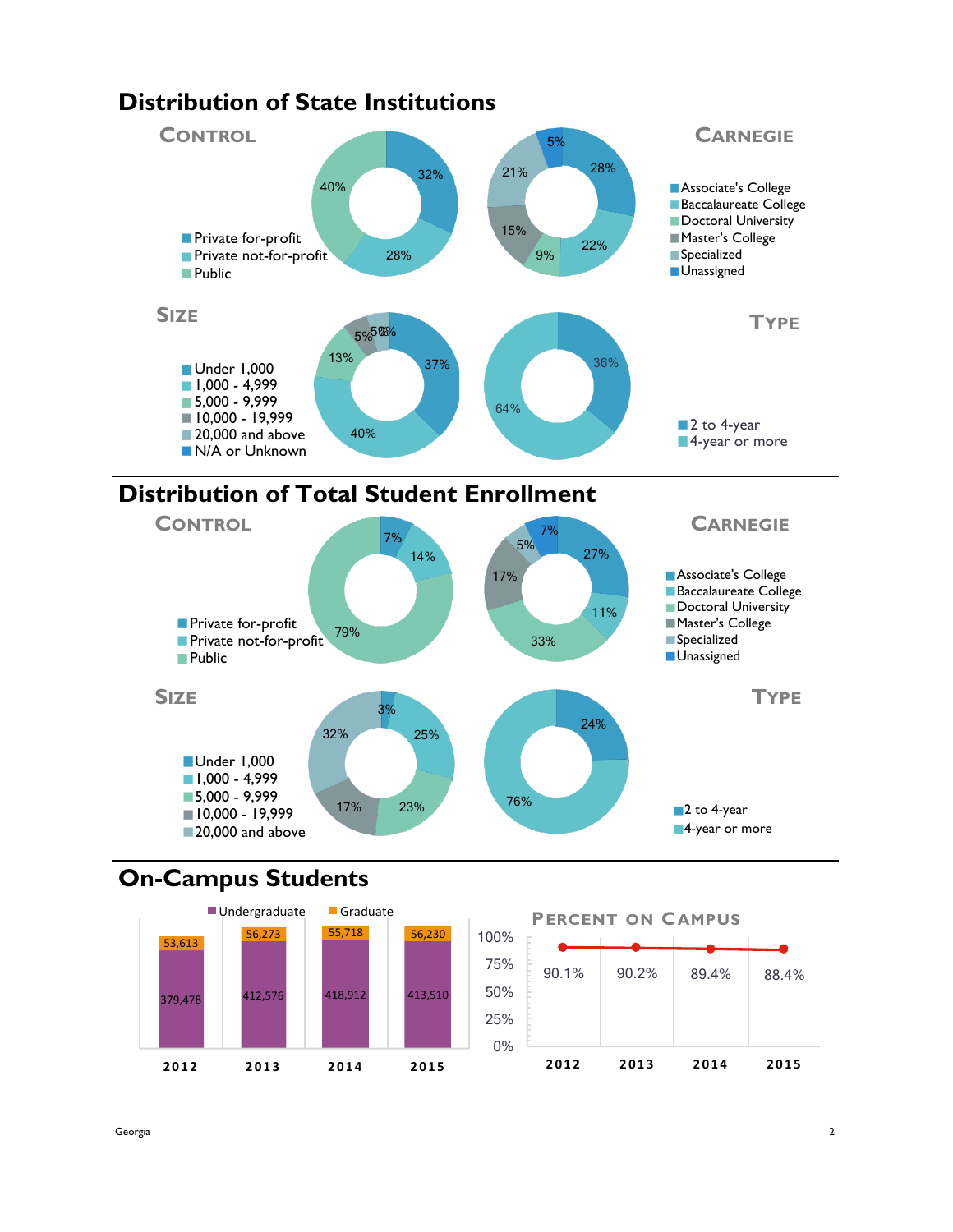# Distribution of State Institutions

## Control

- Private for-profit: 32%
- Private not-for-profit: 28%
- Public: 40%

## Carnegie

- Associate's College: 28%
- Baccalaureate College: 22%
- Doctoral University: 9%
- Master's College: 15%
- Specialized: 21%
- Unassigned: 5%

## Size

- Under 1,000: 37%
- 1,000 - 4,999: 40%
- 5,000 - 9,999: 13%
- 10,000 - 19,999: 5%
- 20,000 and above: 5%
- N/A or Unknown: 0%

## Type

- 2 to 4-year: 36%
- 4-year or more: 64%

# Distribution of Total Student Enrollment

## Control

- Private for-profit: 7%
- Private not-for-profit: 14%
- Public: 79%

## Carnegie

- Associate's College: 27%
- Baccalaureate College: 11%
- Doctoral University: 33%
- Master's College: 17%
- Specialized: 5%
- Unassigned: 7%

## Size

- Under 1,000: 3%
- 1,000 - 4,999: 25%
- 5,000 - 9,999: 23%
- 10,000 - 19,999: 17%
- 20,000 and above: 32%

## Type

- 2 to 4-year: 24%
- 4-year or more: 76%

# On-Campus Students

| | 2012 | 2013 | 2014 | 2015 |
|---|---|---|---|---|
| Undergraduate | 379,478 | 412,576 | 418,912 | 413,510 |
| Graduate | 53,613 | 56,273 | 55,718 | 56,230 |

## Percent on Campus

| 2012 | 2013 | 2014 | 2015 |
|---|---|---|---|
| 90.1% | 90.2% | 89.4% | 88.4% |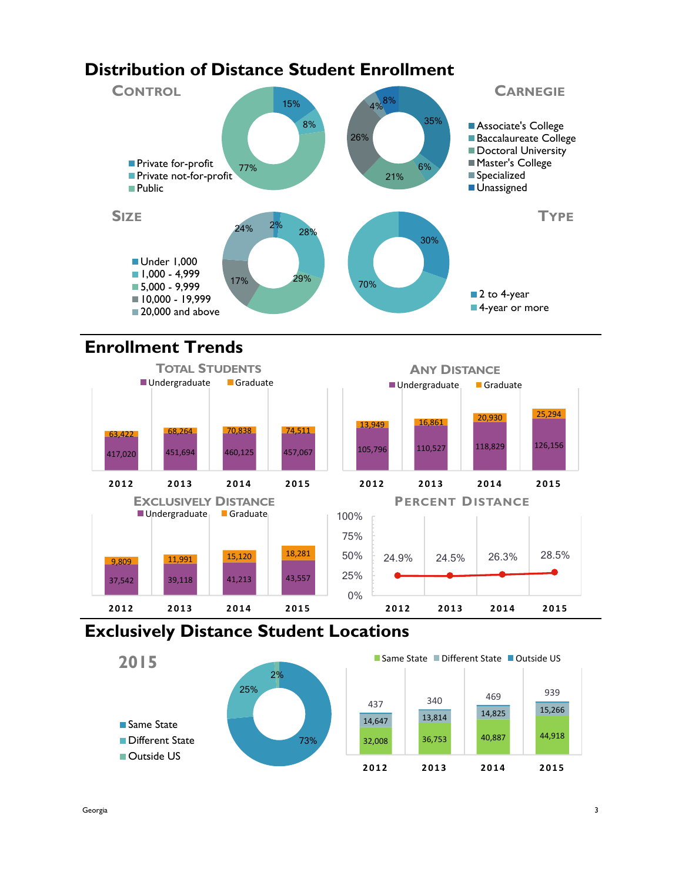# Distribution of Distance Student Enrollment

## Control

| Control | Percent |
|---|---|
| Private for-profit | 15% |
| Private not-for-profit | 8% |
| Public | 77% |

## Carnegie

| Carnegie | Percent |
|---|---|
| Associate's College | 35% |
| Baccalaureate College | 6% |
| Doctoral University | 21% |
| Master's College | 26% |
| Specialized | 4% |
| Unassigned | 8% |

## Size

| Size | Percent |
|---|---|
| Under 1,000 | 2% |
| 1,000 - 4,999 | 28% |
| 5,000 - 9,999 | 29% |
| 10,000 - 19,999 | 17% |
| 20,000 and above | 24% |

## Type

| Type | Percent |
|---|---|
| 2 to 4-year | 30% |
| 4-year or more | 70% |

# Enrollment Trends

## Total Students

| Year | Undergraduate | Graduate |
|---|---|---|
| 2012 | 417,020 | 63,422 |
| 2013 | 451,694 | 68,264 |
| 2014 | 460,125 | 70,838 |
| 2015 | 457,067 | 74,511 |

## Any Distance

| Year | Undergraduate | Graduate |
|---|---|---|
| 2012 | 105,796 | 13,949 |
| 2013 | 110,527 | 16,861 |
| 2014 | 118,829 | 20,930 |
| 2015 | 126,156 | 25,294 |

## Exclusively Distance

| Year | Undergraduate | Graduate |
|---|---|---|
| 2012 | 37,542 | 9,809 |
| 2013 | 39,118 | 11,991 |
| 2014 | 41,213 | 15,120 |
| 2015 | 43,557 | 18,281 |

## Percent Distance

| Year | Percent |
|---|---|
| 2012 | 24.9% |
| 2013 | 24.5% |
| 2014 | 26.3% |
| 2015 | 28.5% |

# Exclusively Distance Student Locations

## 2015

| Location | Percent |
|---|---|
| Same State | 73% |
| Different State | 25% |
| Outside US | 2% |

| Year | Same State | Different State | Outside US |
|---|---|---|---|
| 2012 | 32,008 | 14,647 | 437 |
| 2013 | 36,753 | 13,814 | 340 |
| 2014 | 40,887 | 14,825 | 469 |
| 2015 | 44,918 | 15,266 | 939 |

Georgia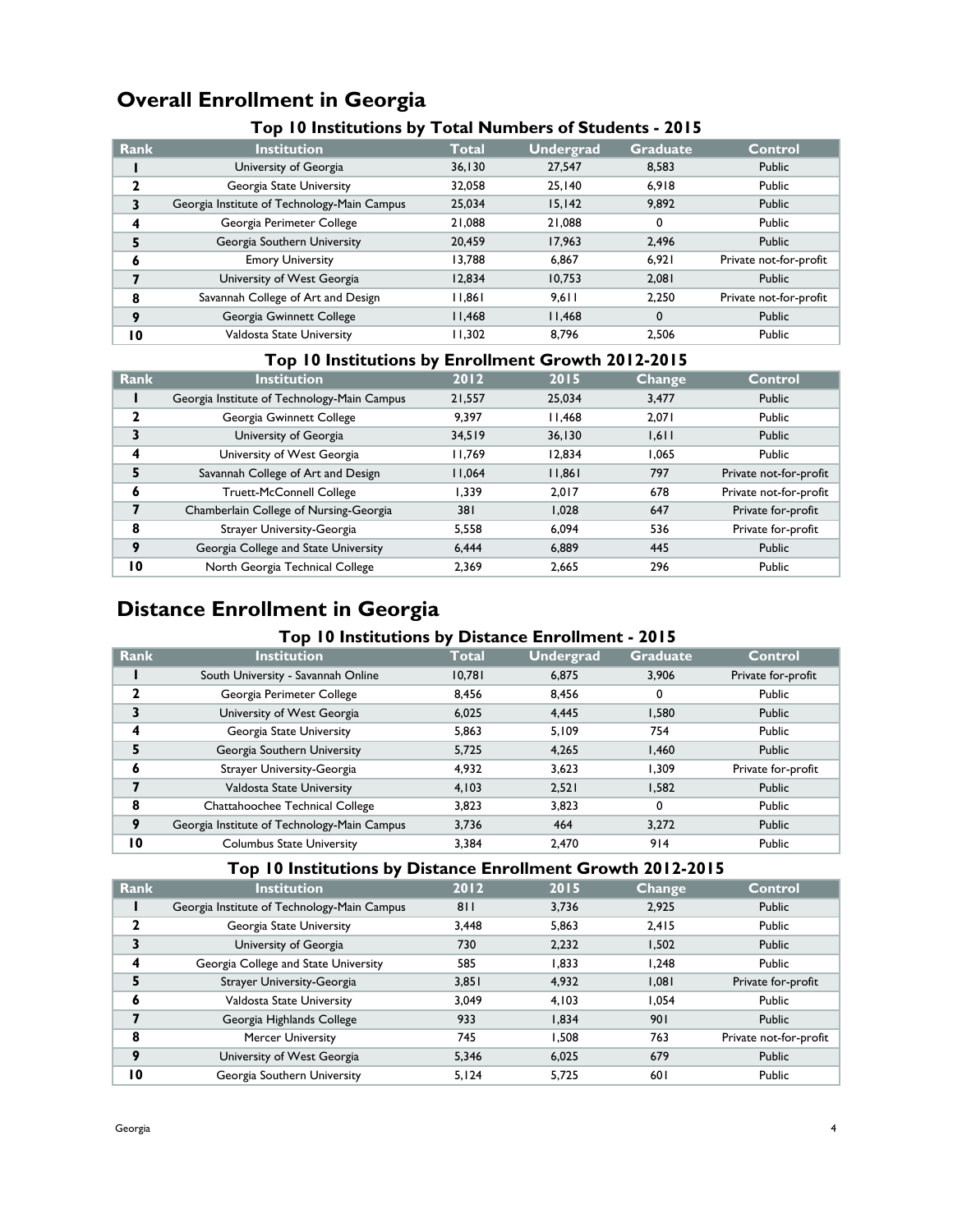## Overall Enrollment in Georgia

### Top 10 Institutions by Total Numbers of Students - 2015

| Rank | Institution | Total | Undergrad | Graduate | Control |
|---|---|---|---|---|---|
| 1 | University of Georgia | 36,130 | 27,547 | 8,583 | Public |
| 2 | Georgia State University | 32,058 | 25,140 | 6,918 | Public |
| 3 | Georgia Institute of Technology-Main Campus | 25,034 | 15,142 | 9,892 | Public |
| 4 | Georgia Perimeter College | 21,088 | 21,088 | 0 | Public |
| 5 | Georgia Southern University | 20,459 | 17,963 | 2,496 | Public |
| 6 | Emory University | 13,788 | 6,867 | 6,921 | Private not-for-profit |
| 7 | University of West Georgia | 12,834 | 10,753 | 2,081 | Public |
| 8 | Savannah College of Art and Design | 11,861 | 9,611 | 2,250 | Private not-for-profit |
| 9 | Georgia Gwinnett College | 11,468 | 11,468 | 0 | Public |
| 10 | Valdosta State University | 11,302 | 8,796 | 2,506 | Public |

### Top 10 Institutions by Enrollment Growth 2012-2015

| Rank | Institution | 2012 | 2015 | Change | Control |
|---|---|---|---|---|---|
| 1 | Georgia Institute of Technology-Main Campus | 21,557 | 25,034 | 3,477 | Public |
| 2 | Georgia Gwinnett College | 9,397 | 11,468 | 2,071 | Public |
| 3 | University of Georgia | 34,519 | 36,130 | 1,611 | Public |
| 4 | University of West Georgia | 11,769 | 12,834 | 1,065 | Public |
| 5 | Savannah College of Art and Design | 11,064 | 11,861 | 797 | Private not-for-profit |
| 6 | Truett-McConnell College | 1,339 | 2,017 | 678 | Private not-for-profit |
| 7 | Chamberlain College of Nursing-Georgia | 381 | 1,028 | 647 | Private for-profit |
| 8 | Strayer University-Georgia | 5,558 | 6,094 | 536 | Private for-profit |
| 9 | Georgia College and State University | 6,444 | 6,889 | 445 | Public |
| 10 | North Georgia Technical College | 2,369 | 2,665 | 296 | Public |

## Distance Enrollment in Georgia

### Top 10 Institutions by Distance Enrollment - 2015

| Rank | Institution | Total | Undergrad | Graduate | Control |
|---|---|---|---|---|---|
| 1 | South University - Savannah Online | 10,781 | 6,875 | 3,906 | Private for-profit |
| 2 | Georgia Perimeter College | 8,456 | 8,456 | 0 | Public |
| 3 | University of West Georgia | 6,025 | 4,445 | 1,580 | Public |
| 4 | Georgia State University | 5,863 | 5,109 | 754 | Public |
| 5 | Georgia Southern University | 5,725 | 4,265 | 1,460 | Public |
| 6 | Strayer University-Georgia | 4,932 | 3,623 | 1,309 | Private for-profit |
| 7 | Valdosta State University | 4,103 | 2,521 | 1,582 | Public |
| 8 | Chattahoochee Technical College | 3,823 | 3,823 | 0 | Public |
| 9 | Georgia Institute of Technology-Main Campus | 3,736 | 464 | 3,272 | Public |
| 10 | Columbus State University | 3,384 | 2,470 | 914 | Public |

### Top 10 Institutions by Distance Enrollment Growth 2012-2015

| Rank | Institution | 2012 | 2015 | Change | Control |
|---|---|---|---|---|---|
| 1 | Georgia Institute of Technology-Main Campus | 811 | 3,736 | 2,925 | Public |
| 2 | Georgia State University | 3,448 | 5,863 | 2,415 | Public |
| 3 | University of Georgia | 730 | 2,232 | 1,502 | Public |
| 4 | Georgia College and State University | 585 | 1,833 | 1,248 | Public |
| 5 | Strayer University-Georgia | 3,851 | 4,932 | 1,081 | Private for-profit |
| 6 | Valdosta State University | 3,049 | 4,103 | 1,054 | Public |
| 7 | Georgia Highlands College | 933 | 1,834 | 901 | Public |
| 8 | Mercer University | 745 | 1,508 | 763 | Private not-for-profit |
| 9 | University of West Georgia | 5,346 | 6,025 | 679 | Public |
| 10 | Georgia Southern University | 5,124 | 5,725 | 601 | Public |